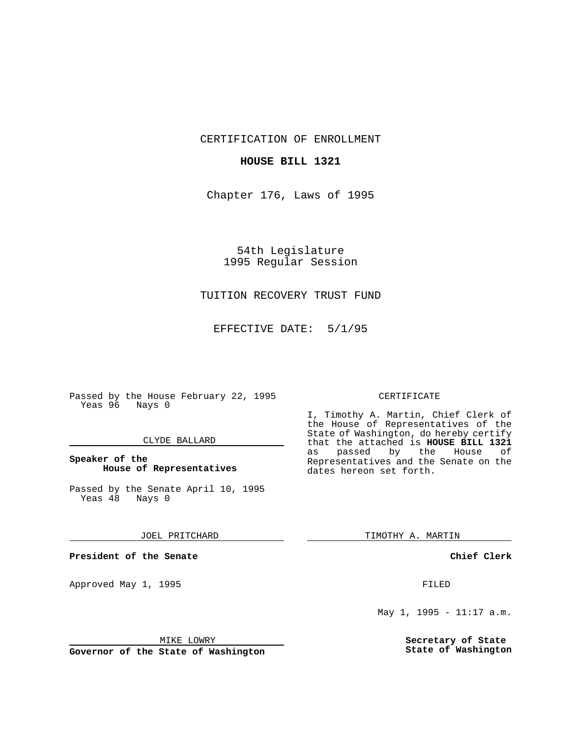CERTIFICATION OF ENROLLMENT

**HOUSE BILL 1321**

Chapter 176, Laws of 1995

54th Legislature
1995 Regular Session

TUITION RECOVERY TRUST FUND

EFFECTIVE DATE: 5/1/95

Passed by the House February 22, 1995
Yeas 96 Nays 0

CLYDE BALLARD

**Speaker of the House of Representatives**

Passed by the Senate April 10, 1995
Yeas 48 Nays 0

JOEL PRITCHARD

**President of the Senate**

Approved May 1, 1995

MIKE LOWRY

**Governor of the State of Washington**

CERTIFICATE

I, Timothy A. Martin, Chief Clerk of the House of Representatives of the State of Washington, do hereby certify that the attached is **HOUSE BILL 1321** as passed by the House of Representatives and the Senate on the dates hereon set forth.

TIMOTHY A. MARTIN

**Chief Clerk**

FILED

May 1, 1995 - 11:17 a.m.

**Secretary of State**
**State of Washington**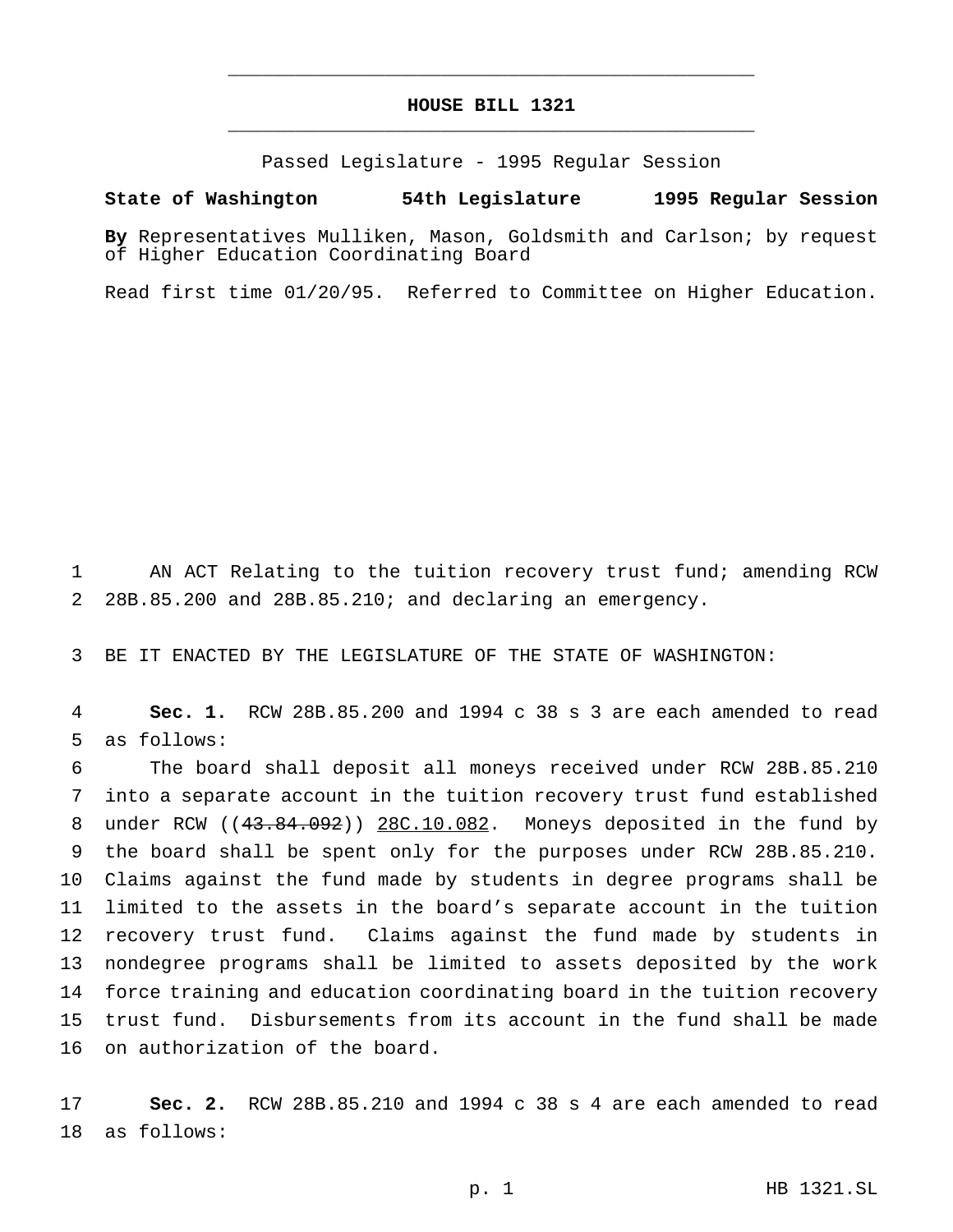# HOUSE BILL 1321

Passed Legislature - 1995 Regular Session

**State of Washington 54th Legislature 1995 Regular Session**

**By** Representatives Mulliken, Mason, Goldsmith and Carlson; by request of Higher Education Coordinating Board

Read first time 01/20/95. Referred to Committee on Higher Education.

AN ACT Relating to the tuition recovery trust fund; amending RCW 28B.85.200 and 28B.85.210; and declaring an emergency.

BE IT ENACTED BY THE LEGISLATURE OF THE STATE OF WASHINGTON:

**Sec. 1.** RCW 28B.85.200 and 1994 c 38 s 3 are each amended to read as follows:

The board shall deposit all moneys received under RCW 28B.85.210 into a separate account in the tuition recovery trust fund established under RCW ((~~43.84.092~~)) 28C.10.082. Moneys deposited in the fund by the board shall be spent only for the purposes under RCW 28B.85.210. Claims against the fund made by students in degree programs shall be limited to the assets in the board's separate account in the tuition recovery trust fund. Claims against the fund made by students in nondegree programs shall be limited to assets deposited by the work force training and education coordinating board in the tuition recovery trust fund. Disbursements from its account in the fund shall be made on authorization of the board.

**Sec. 2.** RCW 28B.85.210 and 1994 c 38 s 4 are each amended to read as follows: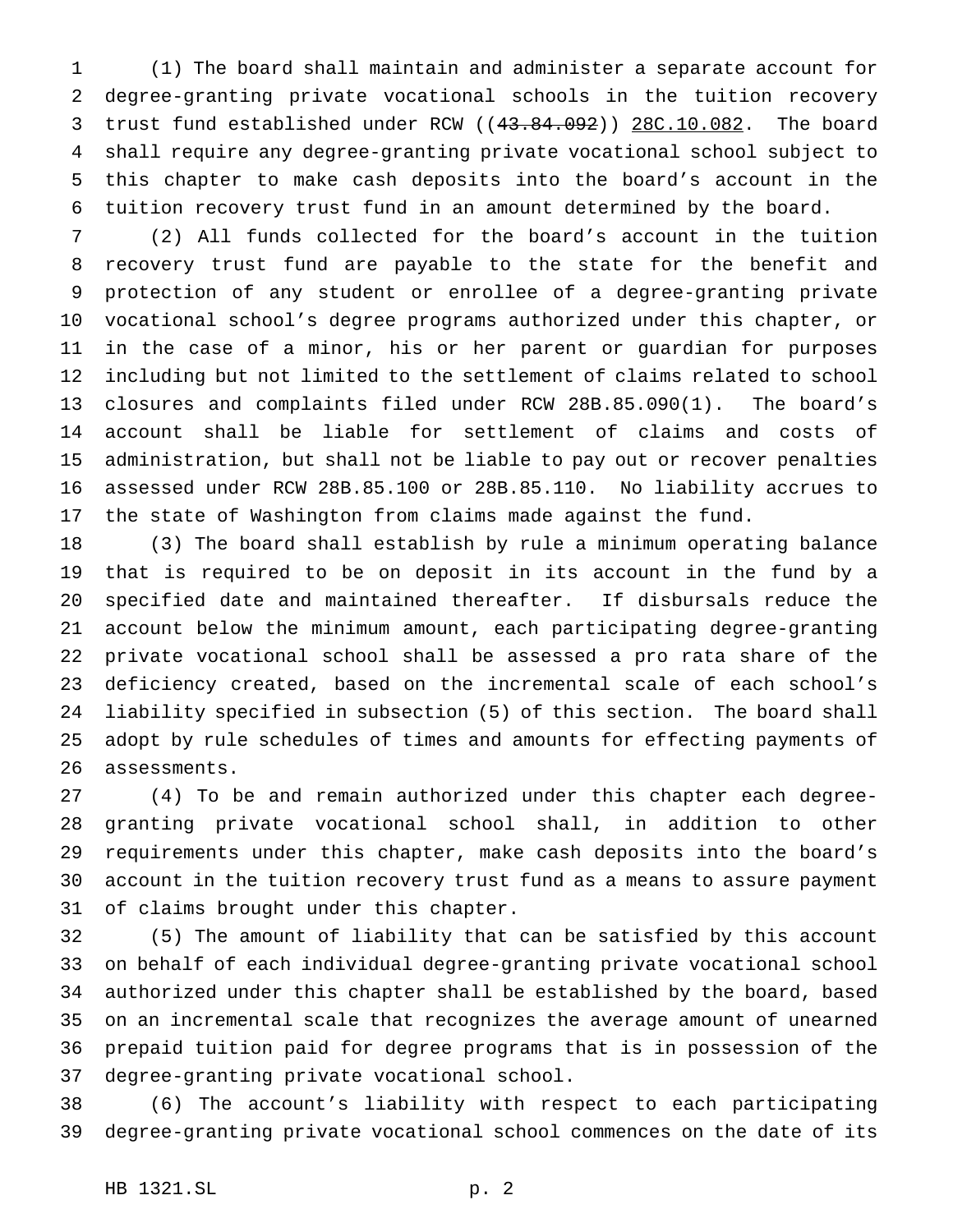(1) The board shall maintain and administer a separate account for degree-granting private vocational schools in the tuition recovery trust fund established under RCW ((~~43.84.092~~)) <u>28C.10.082</u>. The board shall require any degree-granting private vocational school subject to this chapter to make cash deposits into the board's account in the tuition recovery trust fund in an amount determined by the board.

(2) All funds collected for the board's account in the tuition recovery trust fund are payable to the state for the benefit and protection of any student or enrollee of a degree-granting private vocational school's degree programs authorized under this chapter, or in the case of a minor, his or her parent or guardian for purposes including but not limited to the settlement of claims related to school closures and complaints filed under RCW 28B.85.090(1). The board's account shall be liable for settlement of claims and costs of administration, but shall not be liable to pay out or recover penalties assessed under RCW 28B.85.100 or 28B.85.110. No liability accrues to the state of Washington from claims made against the fund.

(3) The board shall establish by rule a minimum operating balance that is required to be on deposit in its account in the fund by a specified date and maintained thereafter. If disbursals reduce the account below the minimum amount, each participating degree-granting private vocational school shall be assessed a pro rata share of the deficiency created, based on the incremental scale of each school's liability specified in subsection (5) of this section. The board shall adopt by rule schedules of times and amounts for effecting payments of assessments.

(4) To be and remain authorized under this chapter each degree-granting private vocational school shall, in addition to other requirements under this chapter, make cash deposits into the board's account in the tuition recovery trust fund as a means to assure payment of claims brought under this chapter.

(5) The amount of liability that can be satisfied by this account on behalf of each individual degree-granting private vocational school authorized under this chapter shall be established by the board, based on an incremental scale that recognizes the average amount of unearned prepaid tuition paid for degree programs that is in possession of the degree-granting private vocational school.

(6) The account's liability with respect to each participating degree-granting private vocational school commences on the date of its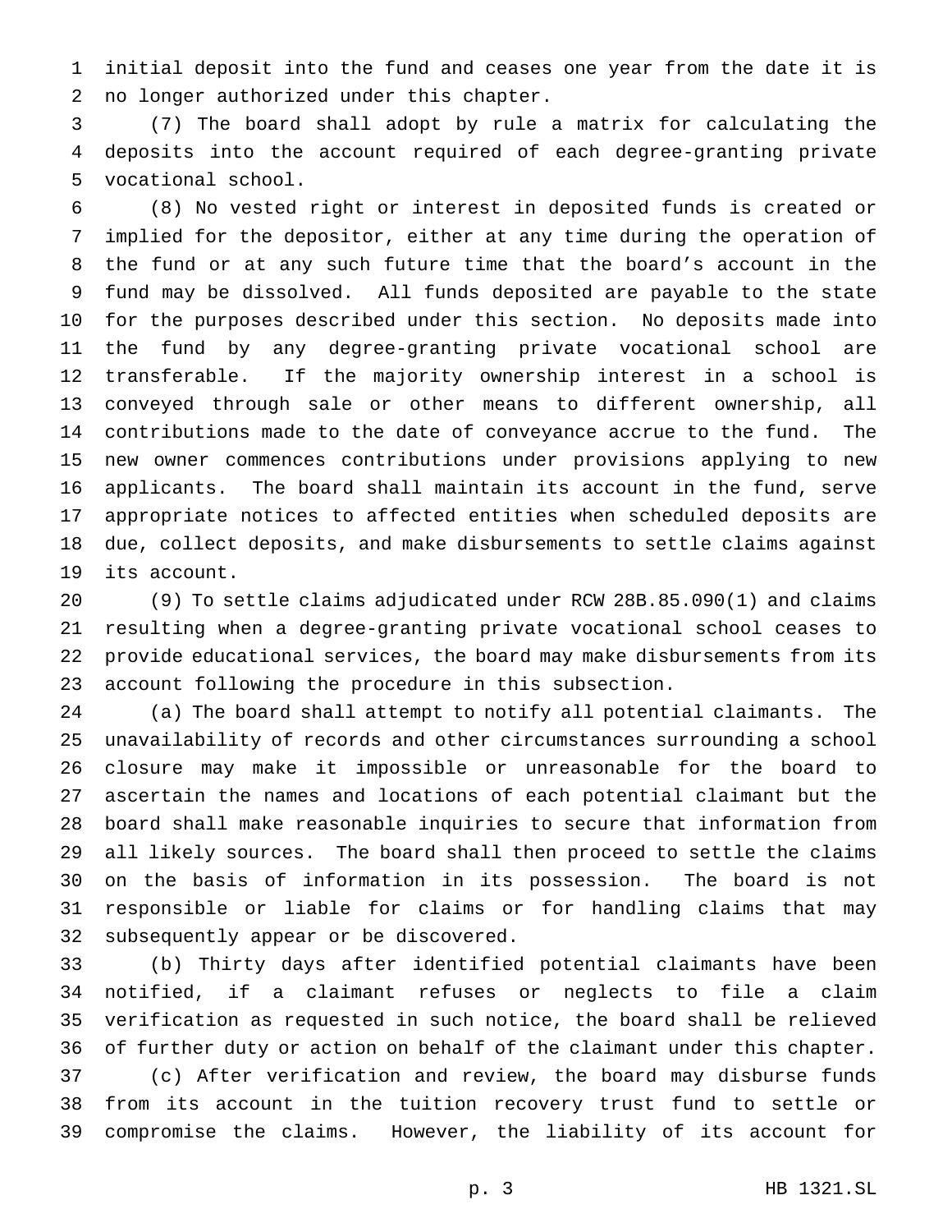initial deposit into the fund and ceases one year from the date it is no longer authorized under this chapter.

(7) The board shall adopt by rule a matrix for calculating the deposits into the account required of each degree-granting private vocational school.

(8) No vested right or interest in deposited funds is created or implied for the depositor, either at any time during the operation of the fund or at any such future time that the board's account in the fund may be dissolved. All funds deposited are payable to the state for the purposes described under this section. No deposits made into the fund by any degree-granting private vocational school are transferable. If the majority ownership interest in a school is conveyed through sale or other means to different ownership, all contributions made to the date of conveyance accrue to the fund. The new owner commences contributions under provisions applying to new applicants. The board shall maintain its account in the fund, serve appropriate notices to affected entities when scheduled deposits are due, collect deposits, and make disbursements to settle claims against its account.

(9) To settle claims adjudicated under RCW 28B.85.090(1) and claims resulting when a degree-granting private vocational school ceases to provide educational services, the board may make disbursements from its account following the procedure in this subsection.

(a) The board shall attempt to notify all potential claimants. The unavailability of records and other circumstances surrounding a school closure may make it impossible or unreasonable for the board to ascertain the names and locations of each potential claimant but the board shall make reasonable inquiries to secure that information from all likely sources. The board shall then proceed to settle the claims on the basis of information in its possession. The board is not responsible or liable for claims or for handling claims that may subsequently appear or be discovered.

(b) Thirty days after identified potential claimants have been notified, if a claimant refuses or neglects to file a claim verification as requested in such notice, the board shall be relieved of further duty or action on behalf of the claimant under this chapter.

(c) After verification and review, the board may disburse funds from its account in the tuition recovery trust fund to settle or compromise the claims. However, the liability of its account for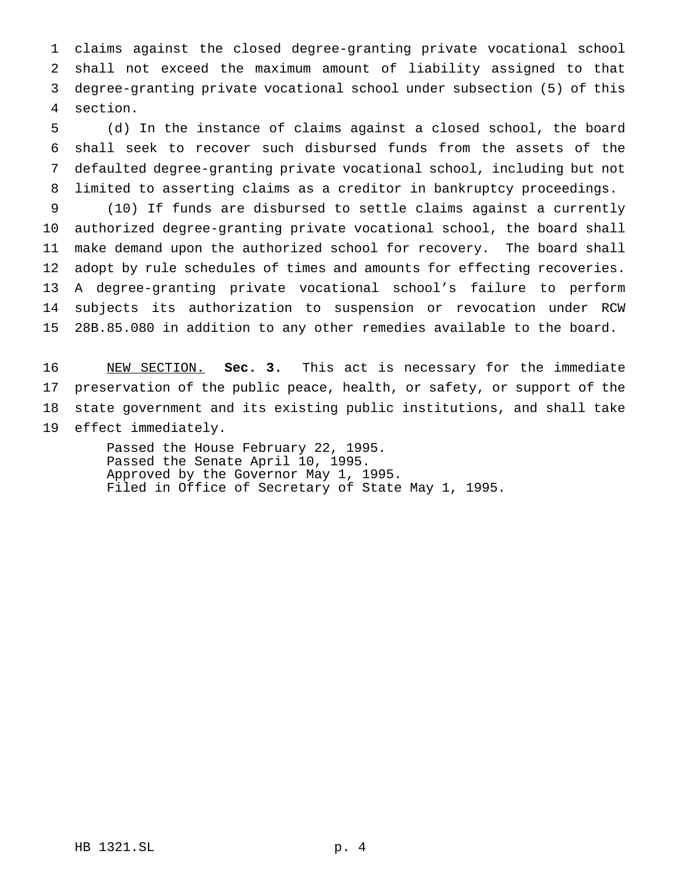claims against the closed degree-granting private vocational school shall not exceed the maximum amount of liability assigned to that degree-granting private vocational school under subsection (5) of this section.

(d) In the instance of claims against a closed school, the board shall seek to recover such disbursed funds from the assets of the defaulted degree-granting private vocational school, including but not limited to asserting claims as a creditor in bankruptcy proceedings.

(10) If funds are disbursed to settle claims against a currently authorized degree-granting private vocational school, the board shall make demand upon the authorized school for recovery. The board shall adopt by rule schedules of times and amounts for effecting recoveries. A degree-granting private vocational school's failure to perform subjects its authorization to suspension or revocation under RCW 28B.85.080 in addition to any other remedies available to the board.

NEW SECTION. **Sec. 3.** This act is necessary for the immediate preservation of the public peace, health, or safety, or support of the state government and its existing public institutions, and shall take effect immediately.

Passed the House February 22, 1995.
Passed the Senate April 10, 1995.
Approved by the Governor May 1, 1995.
Filed in Office of Secretary of State May 1, 1995.